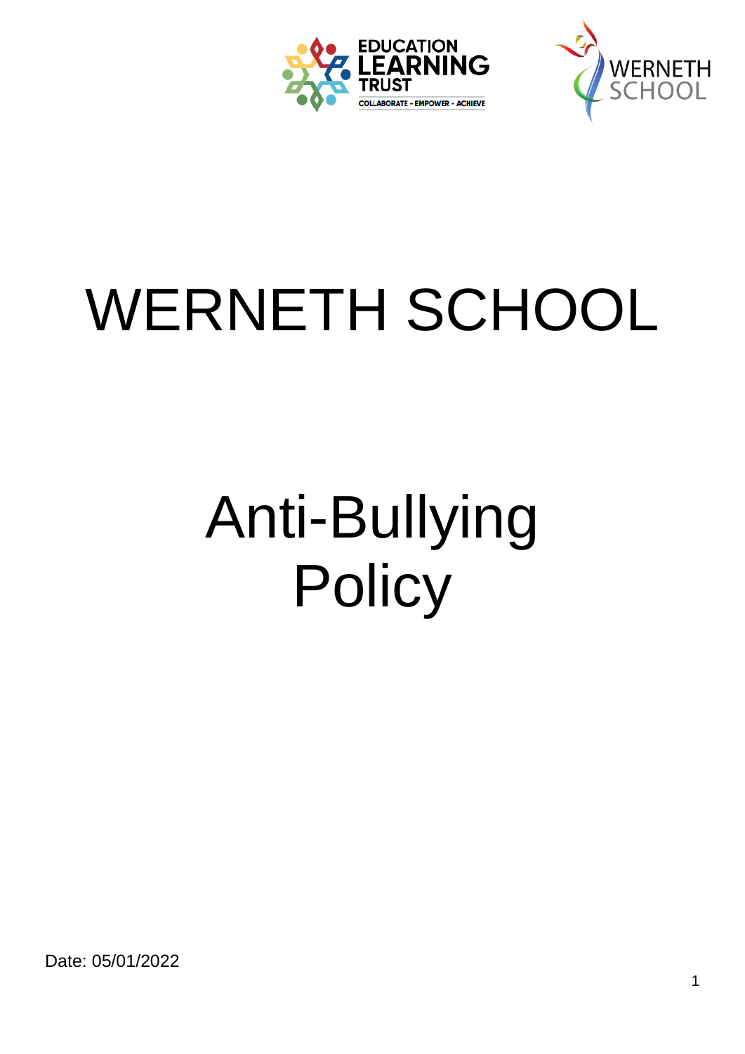# WERNETH SCHOOL

# Anti-Bullying Policy

Date: 05/01/2022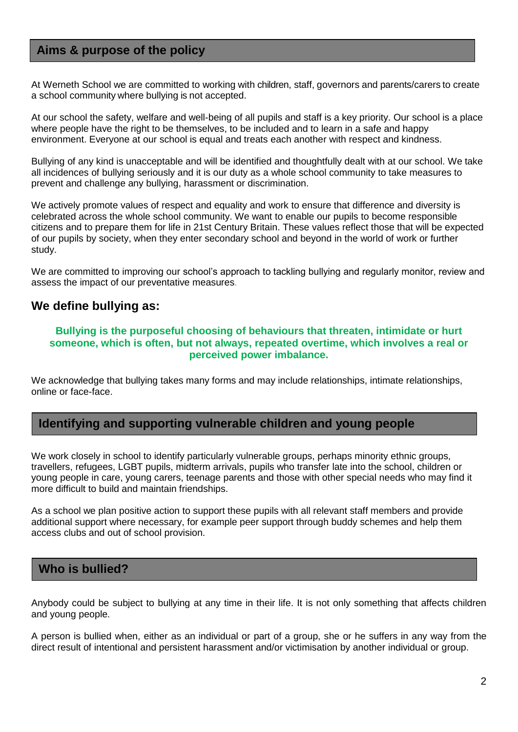## Aims & purpose of the policy

At Werneth School we are committed to working with children, staff, governors and parents/carers to create a school community where bullying is not accepted.

At our school the safety, welfare and well-being of all pupils and staff is a key priority. Our school is a place where people have the right to be themselves, to be included and to learn in a safe and happy environment. Everyone at our school is equal and treats each another with respect and kindness.

Bullying of any kind is unacceptable and will be identified and thoughtfully dealt with at our school. We take all incidences of bullying seriously and it is our duty as a whole school community to take measures to prevent and challenge any bullying, harassment or discrimination.

We actively promote values of respect and equality and work to ensure that difference and diversity is celebrated across the whole school community. We want to enable our pupils to become responsible citizens and to prepare them for life in 21st Century Britain. These values reflect those that will be expected of our pupils by society, when they enter secondary school and beyond in the world of work or further study.

We are committed to improving our school's approach to tackling bullying and regularly monitor, review and assess the impact of our preventative measures.

## We define bullying as:

**Bullying is the purposeful choosing of behaviours that threaten, intimidate or hurt someone, which is often, but not always, repeated overtime, which involves a real or perceived power imbalance.**

We acknowledge that bullying takes many forms and may include relationships, intimate relationships, online or face-face.

## Identifying and supporting vulnerable children and young people

We work closely in school to identify particularly vulnerable groups, perhaps minority ethnic groups, travellers, refugees, LGBT pupils, midterm arrivals, pupils who transfer late into the school, children or young people in care, young carers, teenage parents and those with other special needs who may find it more difficult to build and maintain friendships.

As a school we plan positive action to support these pupils with all relevant staff members and provide additional support where necessary, for example peer support through buddy schemes and help them access clubs and out of school provision.

## Who is bullied?

Anybody could be subject to bullying at any time in their life. It is not only something that affects children and young people.

A person is bullied when, either as an individual or part of a group, she or he suffers in any way from the direct result of intentional and persistent harassment and/or victimisation by another individual or group.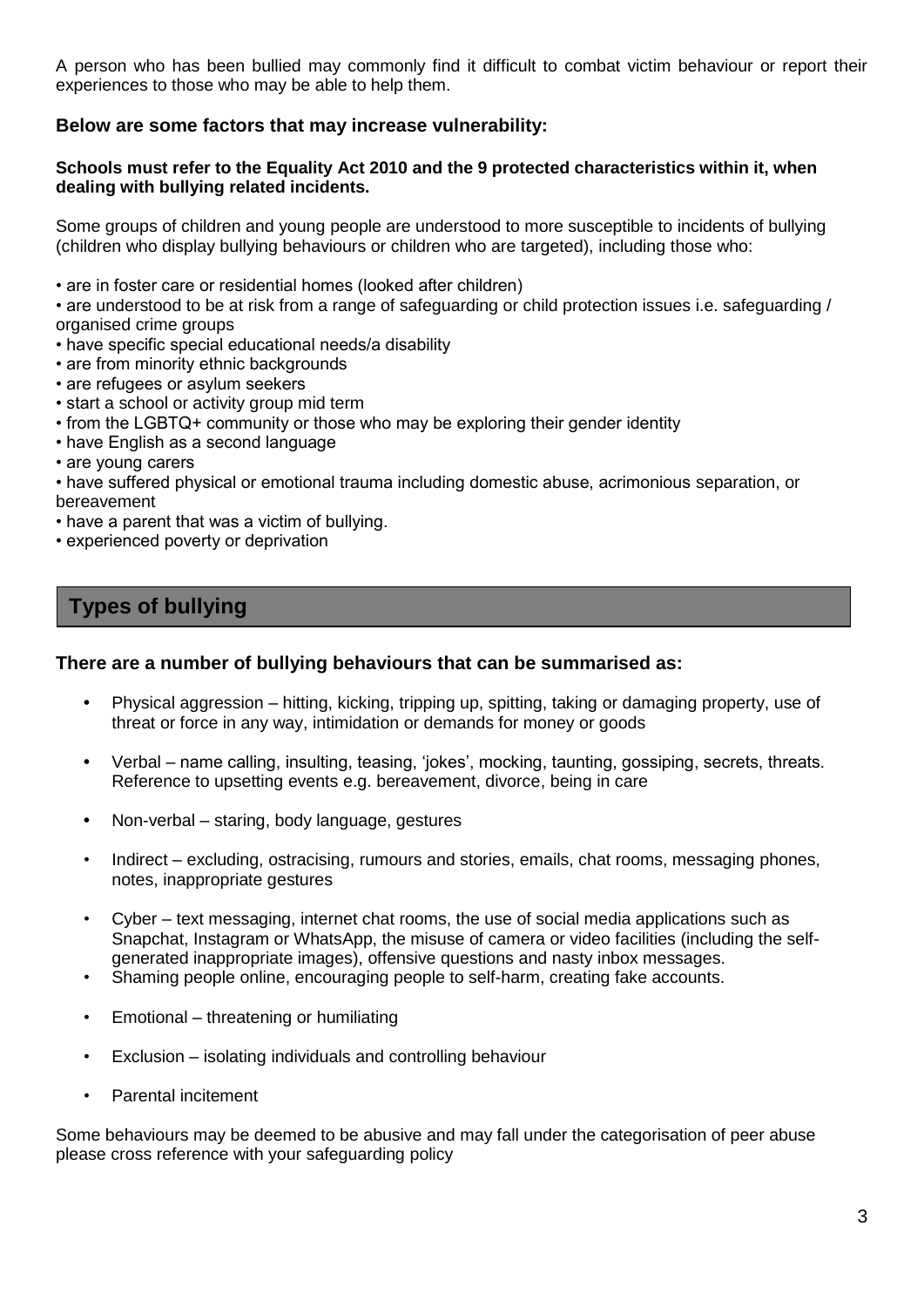A person who has been bullied may commonly find it difficult to combat victim behaviour or report their experiences to those who may be able to help them.

### Below are some factors that may increase vulnerability:

**Schools must refer to the Equality Act 2010 and the 9 protected characteristics within it, when dealing with bullying related incidents.**

Some groups of children and young people are understood to more susceptible to incidents of bullying (children who display bullying behaviours or children who are targeted), including those who:

- are in foster care or residential homes (looked after children)
- are understood to be at risk from a range of safeguarding or child protection issues i.e. safeguarding / organised crime groups
- have specific special educational needs/a disability
- are from minority ethnic backgrounds
- are refugees or asylum seekers
- start a school or activity group mid term
- from the LGBTQ+ community or those who may be exploring their gender identity
- have English as a second language
- are young carers
- have suffered physical or emotional trauma including domestic abuse, acrimonious separation, or bereavement
- have a parent that was a victim of bullying.
- experienced poverty or deprivation

## Types of bullying

### There are a number of bullying behaviours that can be summarised as:

- Physical aggression – hitting, kicking, tripping up, spitting, taking or damaging property, use of threat or force in any way, intimidation or demands for money or goods
- Verbal – name calling, insulting, teasing, 'jokes', mocking, taunting, gossiping, secrets, threats. Reference to upsetting events e.g. bereavement, divorce, being in care
- Non-verbal – staring, body language, gestures
- Indirect – excluding, ostracising, rumours and stories, emails, chat rooms, messaging phones, notes, inappropriate gestures
- Cyber – text messaging, internet chat rooms, the use of social media applications such as Snapchat, Instagram or WhatsApp, the misuse of camera or video facilities (including the self-generated inappropriate images), offensive questions and nasty inbox messages.
- Shaming people online, encouraging people to self-harm, creating fake accounts.
- Emotional – threatening or humiliating
- Exclusion – isolating individuals and controlling behaviour
- Parental incitement

Some behaviours may be deemed to be abusive and may fall under the categorisation of peer abuse please cross reference with your safeguarding policy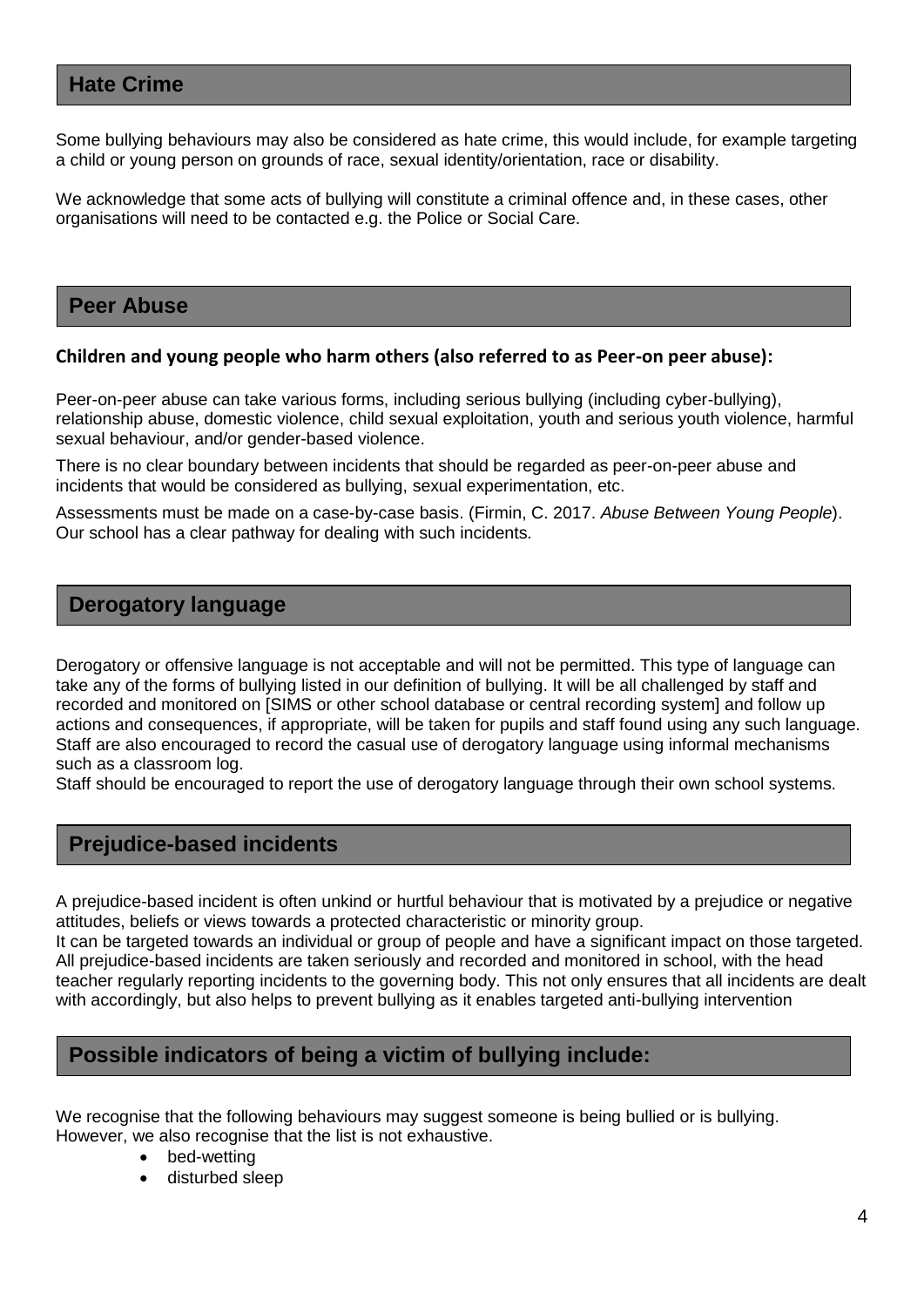## Hate Crime

Some bullying behaviours may also be considered as hate crime, this would include, for example targeting a child or young person on grounds of race, sexual identity/orientation, race or disability.

We acknowledge that some acts of bullying will constitute a criminal offence and, in these cases, other organisations will need to be contacted e.g. the Police or Social Care.

## Peer Abuse

**Children and young people who harm others (also referred to as Peer-on peer abuse):**

Peer-on-peer abuse can take various forms, including serious bullying (including cyber-bullying), relationship abuse, domestic violence, child sexual exploitation, youth and serious youth violence, harmful sexual behaviour, and/or gender-based violence.

There is no clear boundary between incidents that should be regarded as peer-on-peer abuse and incidents that would be considered as bullying, sexual experimentation, etc.

Assessments must be made on a case-by-case basis. (Firmin, C. 2017. *Abuse Between Young People*). Our school has a clear pathway for dealing with such incidents.

## Derogatory language

Derogatory or offensive language is not acceptable and will not be permitted. This type of language can take any of the forms of bullying listed in our definition of bullying. It will be all challenged by staff and recorded and monitored on [SIMS or other school database or central recording system] and follow up actions and consequences, if appropriate, will be taken for pupils and staff found using any such language. Staff are also encouraged to record the casual use of derogatory language using informal mechanisms such as a classroom log.

Staff should be encouraged to report the use of derogatory language through their own school systems.

## Prejudice-based incidents

A prejudice-based incident is often unkind or hurtful behaviour that is motivated by a prejudice or negative attitudes, beliefs or views towards a protected characteristic or minority group.

It can be targeted towards an individual or group of people and have a significant impact on those targeted. All prejudice-based incidents are taken seriously and recorded and monitored in school, with the head teacher regularly reporting incidents to the governing body. This not only ensures that all incidents are dealt with accordingly, but also helps to prevent bullying as it enables targeted anti-bullying intervention

## Possible indicators of being a victim of bullying include:

We recognise that the following behaviours may suggest someone is being bullied or is bullying. However, we also recognise that the list is not exhaustive.

- bed-wetting
- disturbed sleep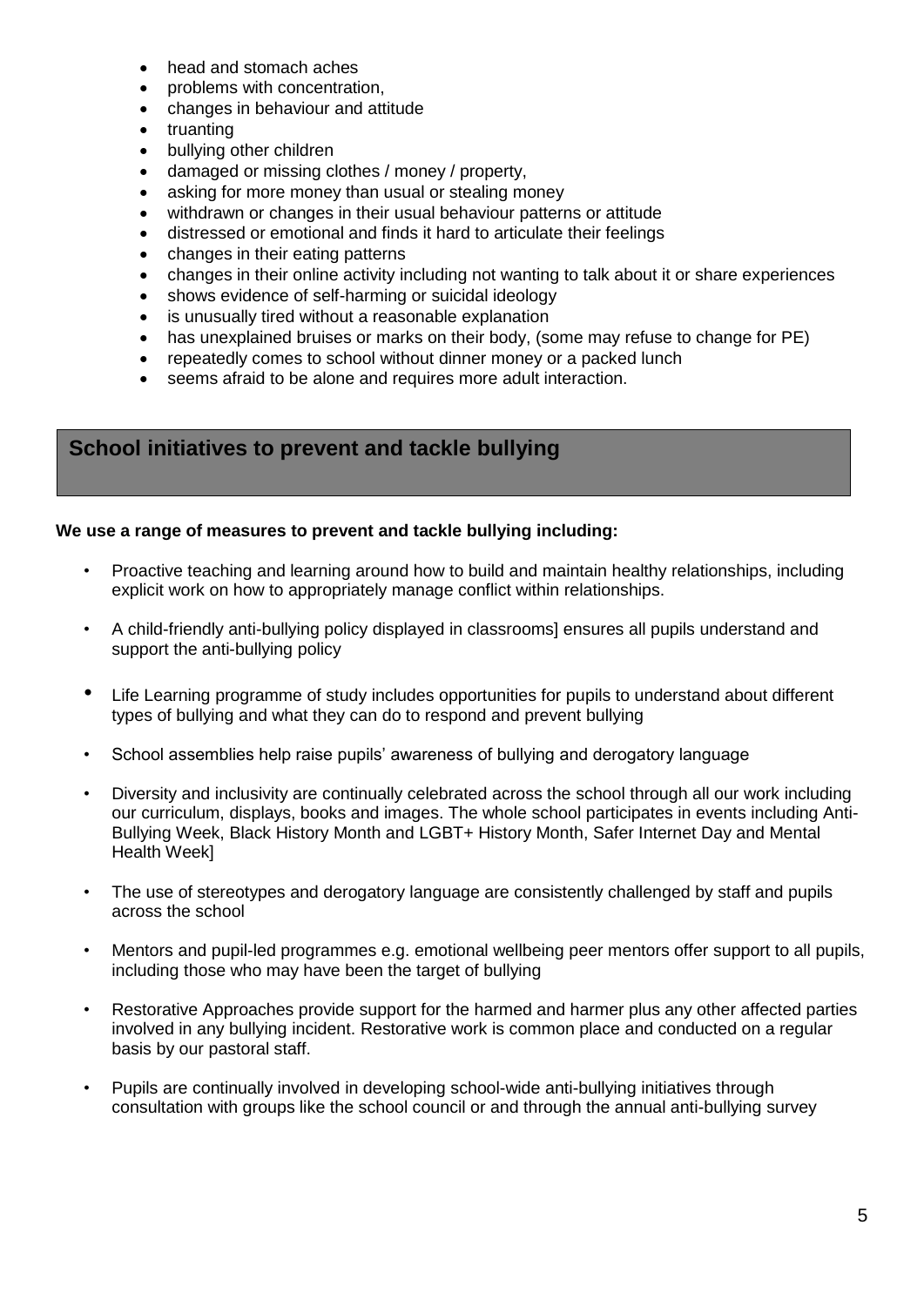- head and stomach aches
- problems with concentration,
- changes in behaviour and attitude
- truanting
- bullying other children
- damaged or missing clothes / money / property,
- asking for more money than usual or stealing money
- withdrawn or changes in their usual behaviour patterns or attitude
- distressed or emotional and finds it hard to articulate their feelings
- changes in their eating patterns
- changes in their online activity including not wanting to talk about it or share experiences
- shows evidence of self-harming or suicidal ideology
- is unusually tired without a reasonable explanation
- has unexplained bruises or marks on their body, (some may refuse to change for PE)
- repeatedly comes to school without dinner money or a packed lunch
- seems afraid to be alone and requires more adult interaction.

## School initiatives to prevent and tackle bullying

**We use a range of measures to prevent and tackle bullying including:**

- Proactive teaching and learning around how to build and maintain healthy relationships, including explicit work on how to appropriately manage conflict within relationships.
- A child-friendly anti-bullying policy displayed in classrooms] ensures all pupils understand and support the anti-bullying policy
- Life Learning programme of study includes opportunities for pupils to understand about different types of bullying and what they can do to respond and prevent bullying
- School assemblies help raise pupils' awareness of bullying and derogatory language
- Diversity and inclusivity are continually celebrated across the school through all our work including our curriculum, displays, books and images. The whole school participates in events including Anti-Bullying Week, Black History Month and LGBT+ History Month, Safer Internet Day and Mental Health Week]
- The use of stereotypes and derogatory language are consistently challenged by staff and pupils across the school
- Mentors and pupil-led programmes e.g. emotional wellbeing peer mentors offer support to all pupils, including those who may have been the target of bullying
- Restorative Approaches provide support for the harmed and harmer plus any other affected parties involved in any bullying incident. Restorative work is common place and conducted on a regular basis by our pastoral staff.
- Pupils are continually involved in developing school-wide anti-bullying initiatives through consultation with groups like the school council or and through the annual anti-bullying survey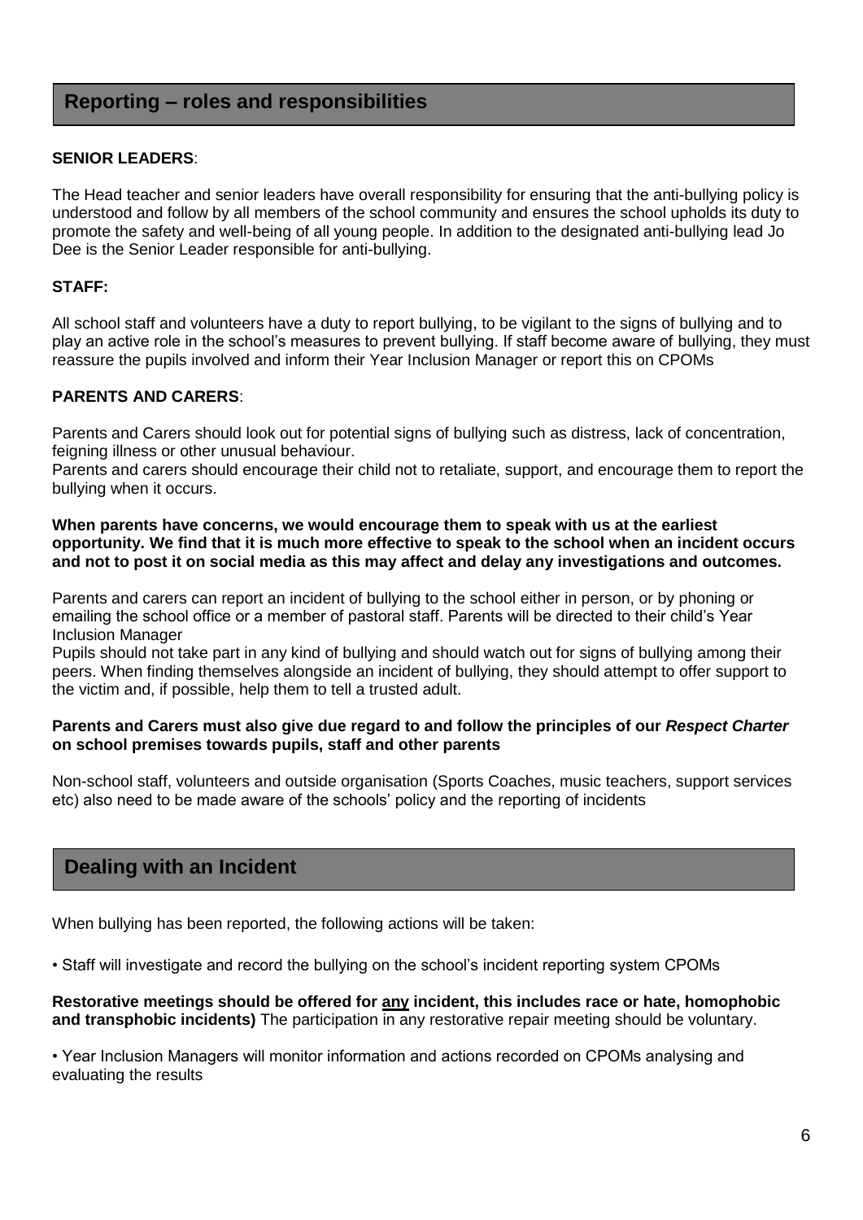## Reporting – roles and responsibilities

**SENIOR LEADERS**:

The Head teacher and senior leaders have overall responsibility for ensuring that the anti-bullying policy is understood and follow by all members of the school community and ensures the school upholds its duty to promote the safety and well-being of all young people. In addition to the designated anti-bullying lead Jo Dee is the Senior Leader responsible for anti-bullying.

**STAFF:**

All school staff and volunteers have a duty to report bullying, to be vigilant to the signs of bullying and to play an active role in the school's measures to prevent bullying. If staff become aware of bullying, they must reassure the pupils involved and inform their Year Inclusion Manager or report this on CPOMs

**PARENTS AND CARERS**:

Parents and Carers should look out for potential signs of bullying such as distress, lack of concentration, feigning illness or other unusual behaviour.
Parents and carers should encourage their child not to retaliate, support, and encourage them to report the bullying when it occurs.

**When parents have concerns, we would encourage them to speak with us at the earliest opportunity. We find that it is much more effective to speak to the school when an incident occurs and not to post it on social media as this may affect and delay any investigations and outcomes.**

Parents and carers can report an incident of bullying to the school either in person, or by phoning or emailing the school office or a member of pastoral staff. Parents will be directed to their child's Year Inclusion Manager
Pupils should not take part in any kind of bullying and should watch out for signs of bullying among their peers. When finding themselves alongside an incident of bullying, they should attempt to offer support to the victim and, if possible, help them to tell a trusted adult.

**Parents and Carers must also give due regard to and follow the principles of our *Respect Charter* on school premises towards pupils, staff and other parents**

Non-school staff, volunteers and outside organisation (Sports Coaches, music teachers, support services etc) also need to be made aware of the schools' policy and the reporting of incidents

## Dealing with an Incident

When bullying has been reported, the following actions will be taken:

- Staff will investigate and record the bullying on the school's incident reporting system CPOMs

**Restorative meetings should be offered for <u>any</u> incident, this includes race or hate, homophobic and transphobic incidents)** The participation in any restorative repair meeting should be voluntary.

- Year Inclusion Managers will monitor information and actions recorded on CPOMs analysing and evaluating the results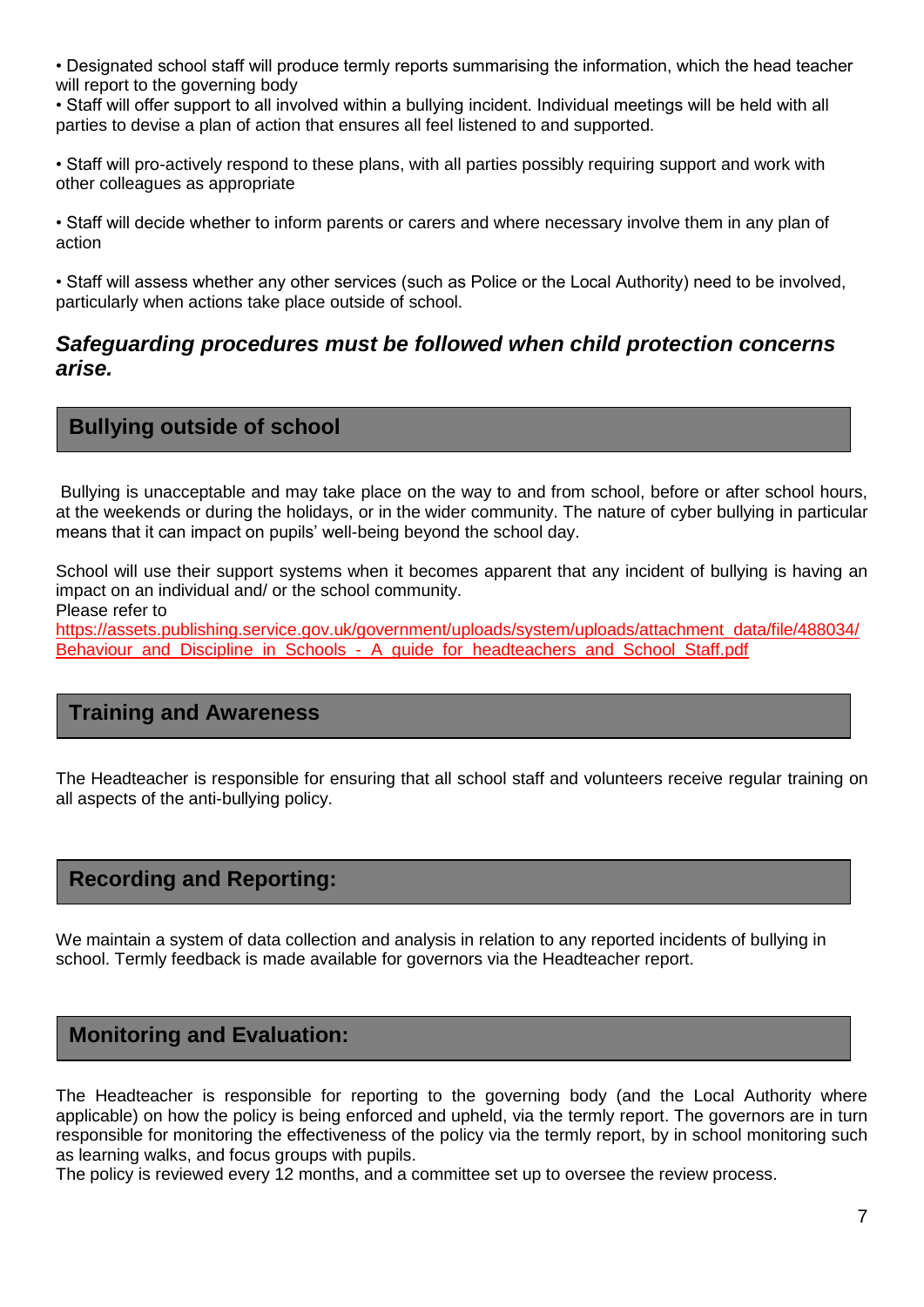- Designated school staff will produce termly reports summarising the information, which the head teacher will report to the governing body
- Staff will offer support to all involved within a bullying incident. Individual meetings will be held with all parties to devise a plan of action that ensures all feel listened to and supported.
- Staff will pro-actively respond to these plans, with all parties possibly requiring support and work with other colleagues as appropriate
- Staff will decide whether to inform parents or carers and where necessary involve them in any plan of action
- Staff will assess whether any other services (such as Police or the Local Authority) need to be involved, particularly when actions take place outside of school.

***Safeguarding procedures must be followed when child protection concerns arise.***

## Bullying outside of school

Bullying is unacceptable and may take place on the way to and from school, before or after school hours, at the weekends or during the holidays, or in the wider community. The nature of cyber bullying in particular means that it can impact on pupils' well-being beyond the school day.

School will use their support systems when it becomes apparent that any incident of bullying is having an impact on an individual and/ or the school community.
Please refer to
https://assets.publishing.service.gov.uk/government/uploads/system/uploads/attachment_data/file/488034/Behaviour_and_Discipline_in_Schools_-_A_guide_for_headteachers_and_School_Staff.pdf

## Training and Awareness

The Headteacher is responsible for ensuring that all school staff and volunteers receive regular training on all aspects of the anti-bullying policy.

## Recording and Reporting:

We maintain a system of data collection and analysis in relation to any reported incidents of bullying in school. Termly feedback is made available for governors via the Headteacher report.

## Monitoring and Evaluation:

The Headteacher is responsible for reporting to the governing body (and the Local Authority where applicable) on how the policy is being enforced and upheld, via the termly report. The governors are in turn responsible for monitoring the effectiveness of the policy via the termly report, by in school monitoring such as learning walks, and focus groups with pupils.
The policy is reviewed every 12 months, and a committee set up to oversee the review process.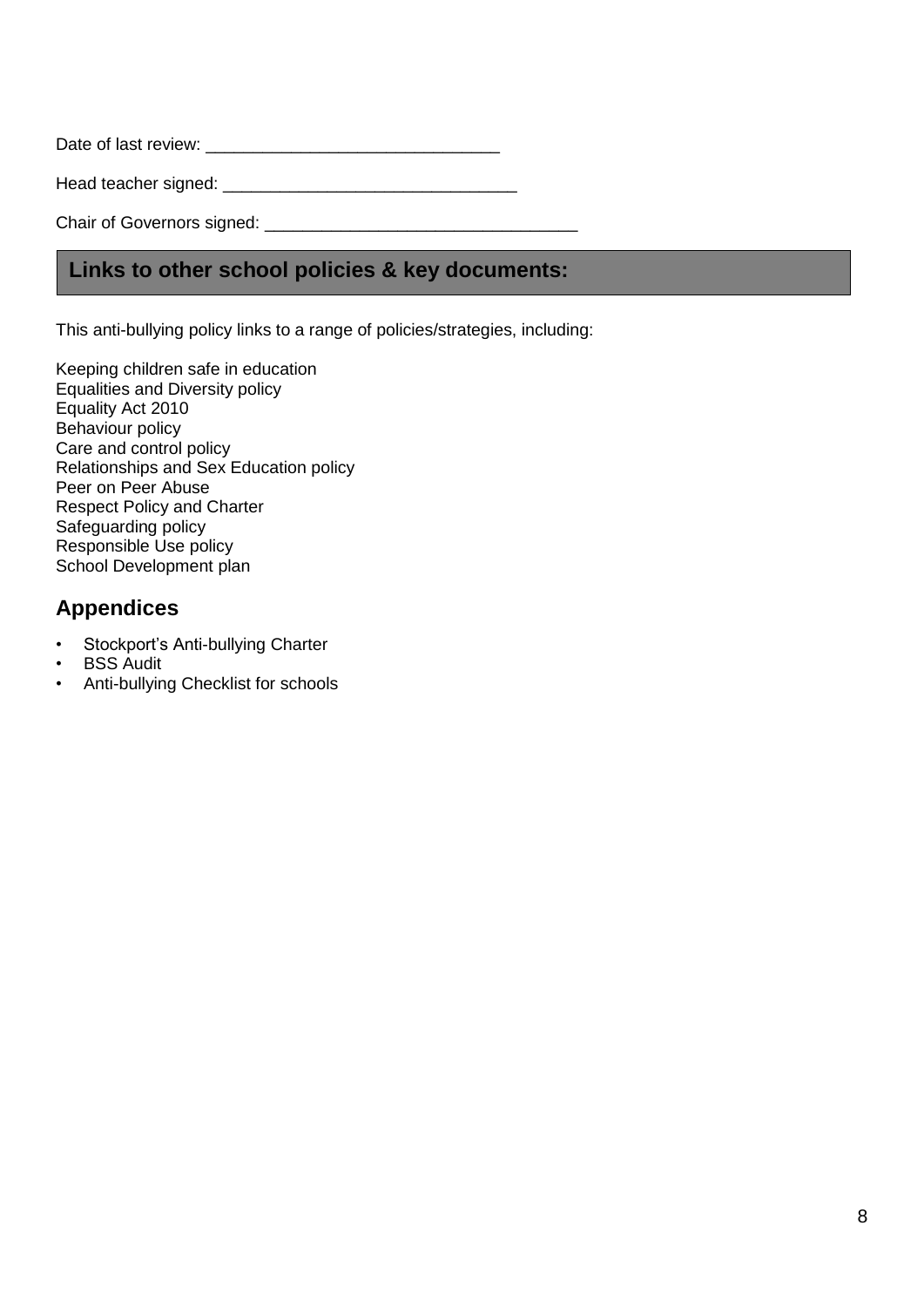Date of last review: _______________________________

Head teacher signed: _______________________________

Chair of Governors signed: _________________________________

## Links to other school policies & key documents:

This anti-bullying policy links to a range of policies/strategies, including:

Keeping children safe in education
Equalities and Diversity policy
Equality Act 2010
Behaviour policy
Care and control policy
Relationships and Sex Education policy
Peer on Peer Abuse
Respect Policy and Charter
Safeguarding policy
Responsible Use policy
School Development plan

## Appendices

- Stockport's Anti-bullying Charter
- BSS Audit
- Anti-bullying Checklist for schools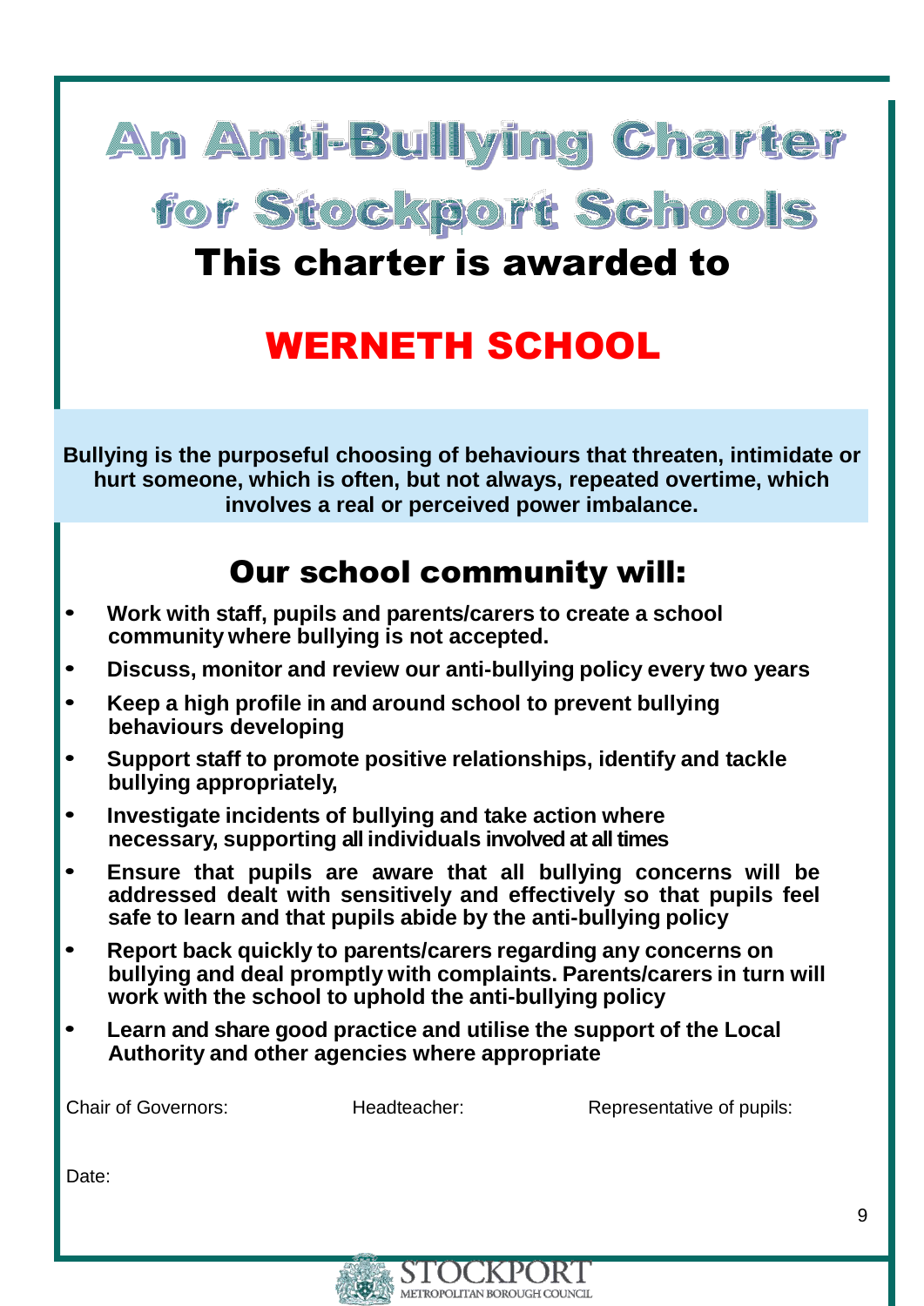# An Anti-Bullying Charter for Stockport Schools

## This charter is awarded to

# WERNETH SCHOOL

**Bullying is the purposeful choosing of behaviours that threaten, intimidate or hurt someone, which is often, but not always, repeated overtime, which involves a real or perceived power imbalance.**

## Our school community will:

- **Work with staff, pupils and parents/carers to create a school community where bullying is not accepted.**
- **Discuss, monitor and review our anti-bullying policy every two years**
- **Keep a high profile in and around school to prevent bullying behaviours developing**
- **Support staff to promote positive relationships, identify and tackle bullying appropriately,**
- **Investigate incidents of bullying and take action where necessary, supporting all individuals involved at all times**
- **Ensure that pupils are aware that all bullying concerns will be addressed dealt with sensitively and effectively so that pupils feel safe to learn and that pupils abide by the anti-bullying policy**
- **Report back quickly to parents/carers regarding any concerns on bullying and deal promptly with complaints. Parents/carers in turn will work with the school to uphold the anti-bullying policy**
- **Learn and share good practice and utilise the support of the Local Authority and other agencies where appropriate**

Chair of Governors: Headteacher: Representative of pupils:

Date:

STOCKPORT METROPOLITAN BOROUGH COUNCIL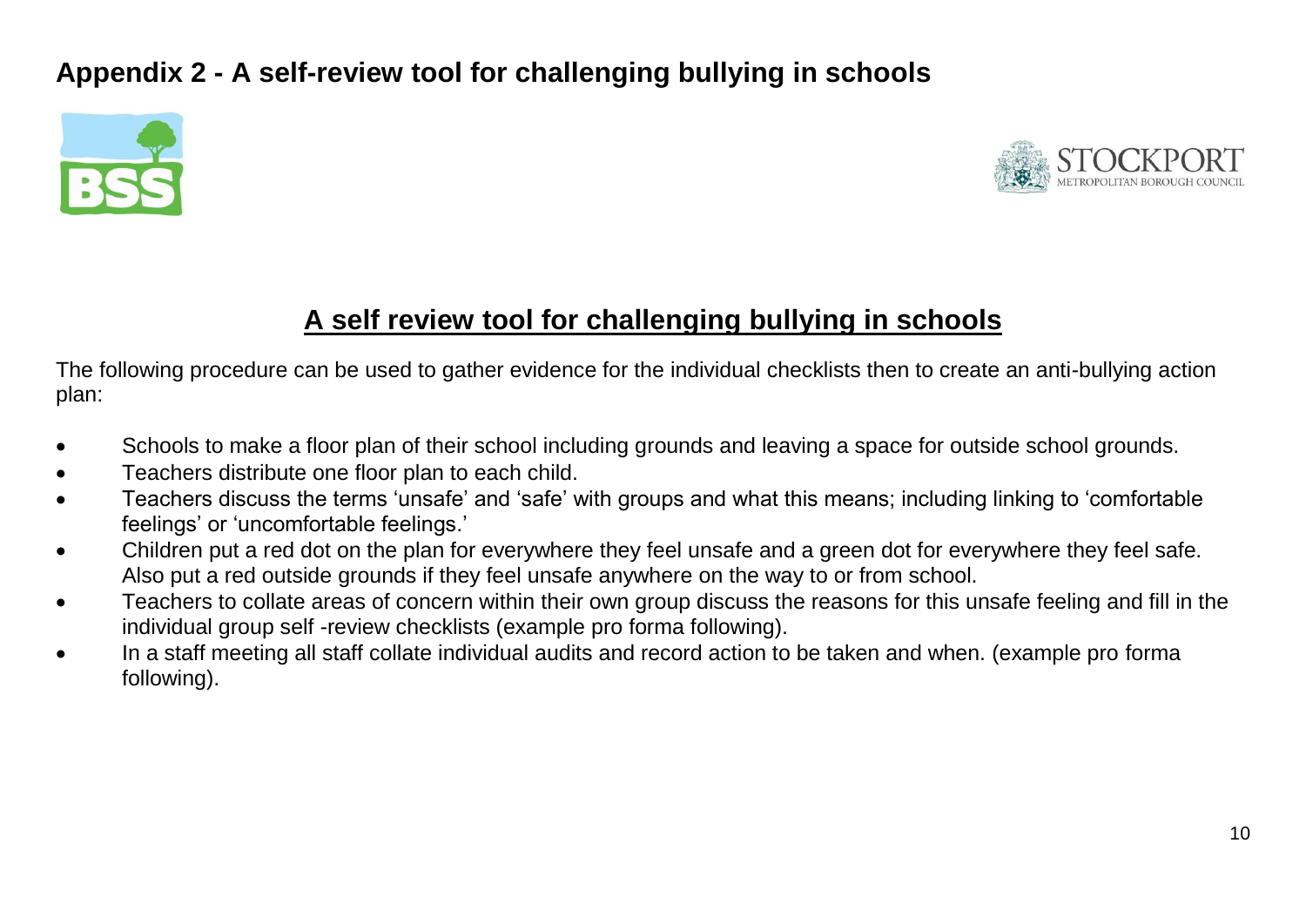## Appendix 2 - A self-review tool for challenging bullying in schools

BSS

STOCKPORT
METROPOLITAN BOROUGH COUNCIL

### A self review tool for challenging bullying in schools

The following procedure can be used to gather evidence for the individual checklists then to create an anti-bullying action plan:

- Schools to make a floor plan of their school including grounds and leaving a space for outside school grounds.
- Teachers distribute one floor plan to each child.
- Teachers discuss the terms 'unsafe' and 'safe' with groups and what this means; including linking to 'comfortable feelings' or 'uncomfortable feelings.'
- Children put a red dot on the plan for everywhere they feel unsafe and a green dot for everywhere they feel safe. Also put a red outside grounds if they feel unsafe anywhere on the way to or from school.
- Teachers to collate areas of concern within their own group discuss the reasons for this unsafe feeling and fill in the individual group self -review checklists (example pro forma following).
- In a staff meeting all staff collate individual audits and record action to be taken and when. (example pro forma following).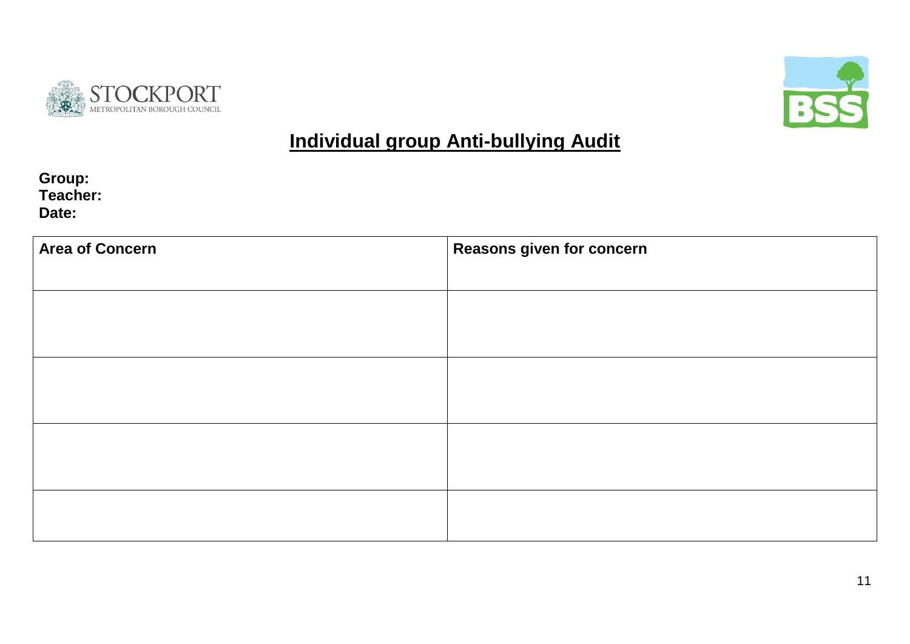# Individual group Anti-bullying Audit

**Group:**
**Teacher:**
**Date:**

| Area of Concern | Reasons given for concern |
| --- | --- |
| | |
| | |
| | |
| | |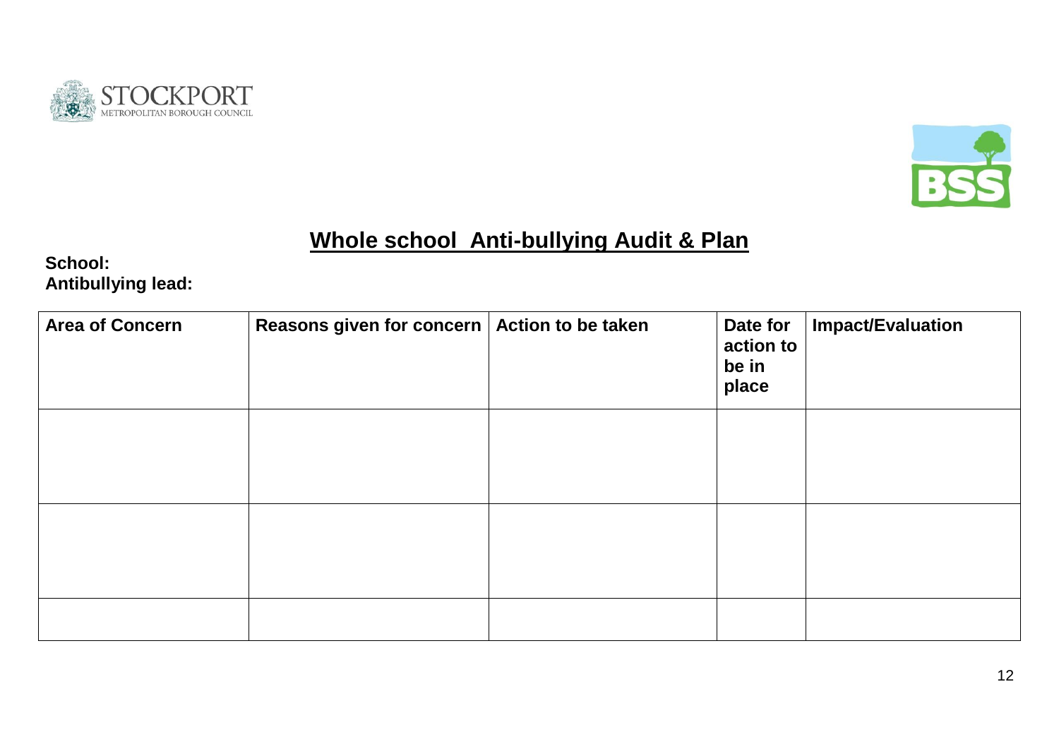# Whole school  Anti-bullying Audit & Plan

**School:**
**Antibullying lead:**

| Area of Concern | Reasons given for concern | Action to be taken | Date for action to be in place | Impact/Evaluation |
|---|---|---|---|---|
| | | | | |
| | | | | |
| | | | | |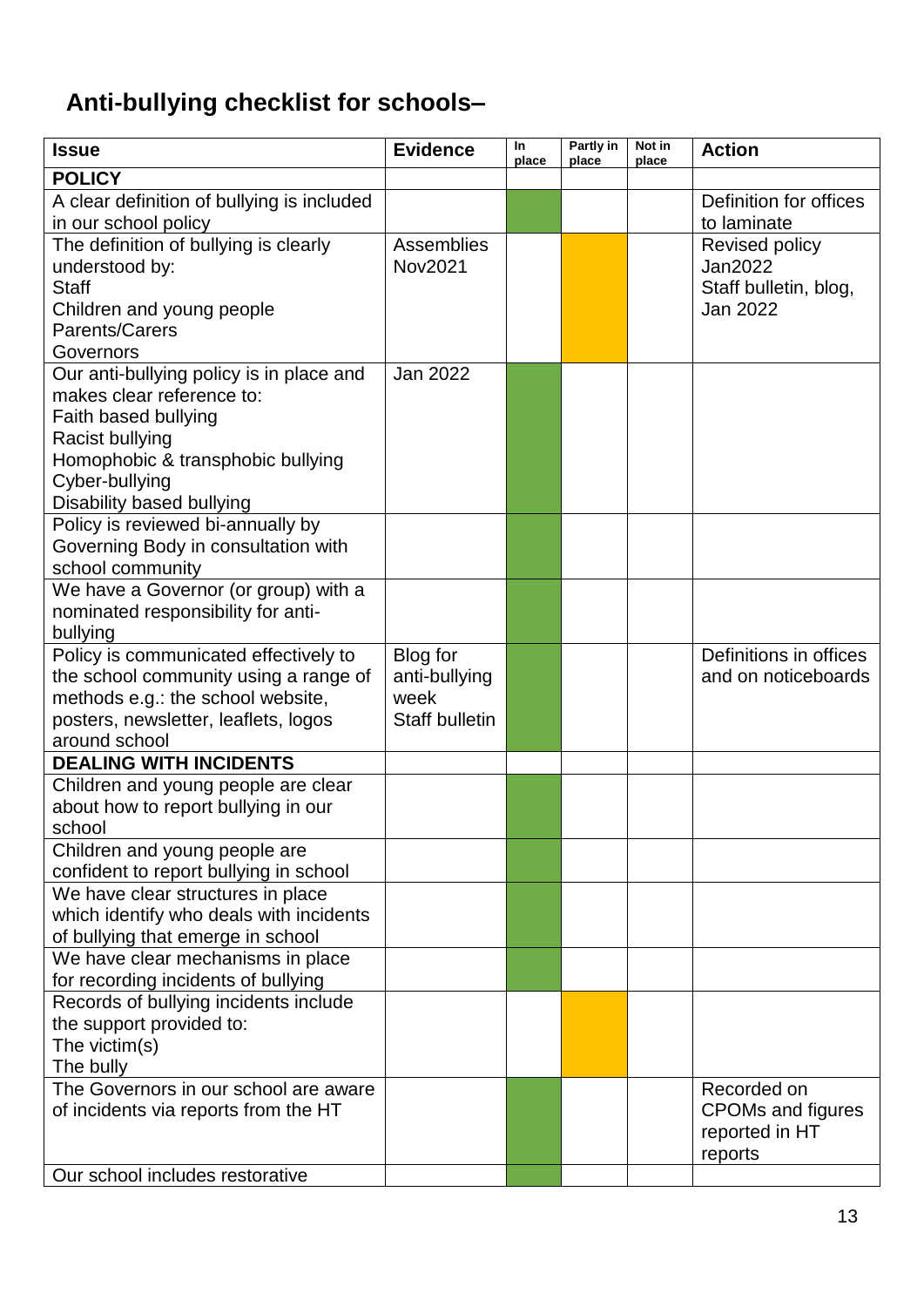# Anti-bullying checklist for schools–

| Issue | Evidence | In place | Partly in place | Not in place | Action |
|---|---|---|---|---|---|
| **POLICY** | | | | | |
| A clear definition of bullying is included in our school policy | | ✓ | | | Definition for offices to laminate |
| The definition of bullying is clearly understood by:<br>Staff<br>Children and young people<br>Parents/Carers<br>Governors | Assemblies Nov2021 | | ✓ | | Revised policy Jan2022<br>Staff bulletin, blog, Jan 2022 |
| Our anti-bullying policy is in place and makes clear reference to:<br>Faith based bullying<br>Racist bullying<br>Homophobic & transphobic bullying<br>Cyber-bullying<br>Disability based bullying | Jan 2022 | ✓ | | | |
| Policy is reviewed bi-annually by Governing Body in consultation with school community | | ✓ | | | |
| We have a Governor (or group) with a nominated responsibility for anti-bullying | | ✓ | | | |
| Policy is communicated effectively to the school community using a range of methods e.g.: the school website, posters, newsletter, leaflets, logos around school | Blog for anti-bullying week<br>Staff bulletin | ✓ | | | Definitions in offices and on noticeboards |
| **DEALING WITH INCIDENTS** | | | | | |
| Children and young people are clear about how to report bullying in our school | | ✓ | | | |
| Children and young people are confident to report bullying in school | | ✓ | | | |
| We have clear structures in place which identify who deals with incidents of bullying that emerge in school | | ✓ | | | |
| We have clear mechanisms in place for recording incidents of bullying | | ✓ | | | |
| Records of bullying incidents include the support provided to:<br>The victim(s)<br>The bully | | | ✓ | | |
| The Governors in our school are aware of incidents via reports from the HT | | ✓ | | | Recorded on CPOMs and figures reported in HT reports |
| Our school includes restorative | | ✓ | | | |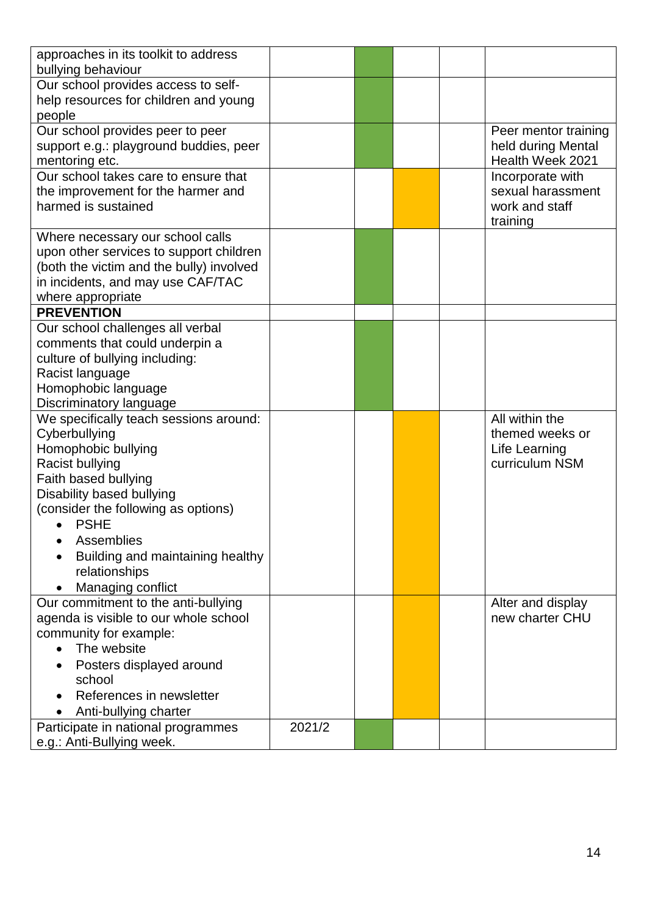| | | | | | |
|---|---|---|---|---|---|
| approaches in its toolkit to address bullying behaviour | | | | | |
| Our school provides access to self-help resources for children and young people | | | | | |
| Our school provides peer to peer support e.g.: playground buddies, peer mentoring etc. | | | | | Peer mentor training held during Mental Health Week 2021 |
| Our school takes care to ensure that the improvement for the harmer and harmed is sustained | | | | | Incorporate with sexual harassment work and staff training |
| Where necessary our school calls upon other services to support children (both the victim and the bully) involved in incidents, and may use CAF/TAC where appropriate | | | | | |
| **PREVENTION** | | | | | |
| Our school challenges all verbal comments that could underpin a culture of bullying including:<br>Racist language<br>Homophobic language<br>Discriminatory language | | | | | |
| We specifically teach sessions around:<br>Cyberbullying<br>Homophobic bullying<br>Racist bullying<br>Faith based bullying<br>Disability based bullying<br>(consider the following as options)<br>• PSHE<br>• Assemblies<br>• Building and maintaining healthy relationships<br>• Managing conflict | | | | | All within the themed weeks or Life Learning curriculum NSM |
| Our commitment to the anti-bullying agenda is visible to our whole school community for example:<br>• The website<br>• Posters displayed around school<br>• References in newsletter<br>• Anti-bullying charter | | | | | Alter and display new charter CHU |
| Participate in national programmes e.g.: Anti-Bullying week. | 2021/2 | | | | |